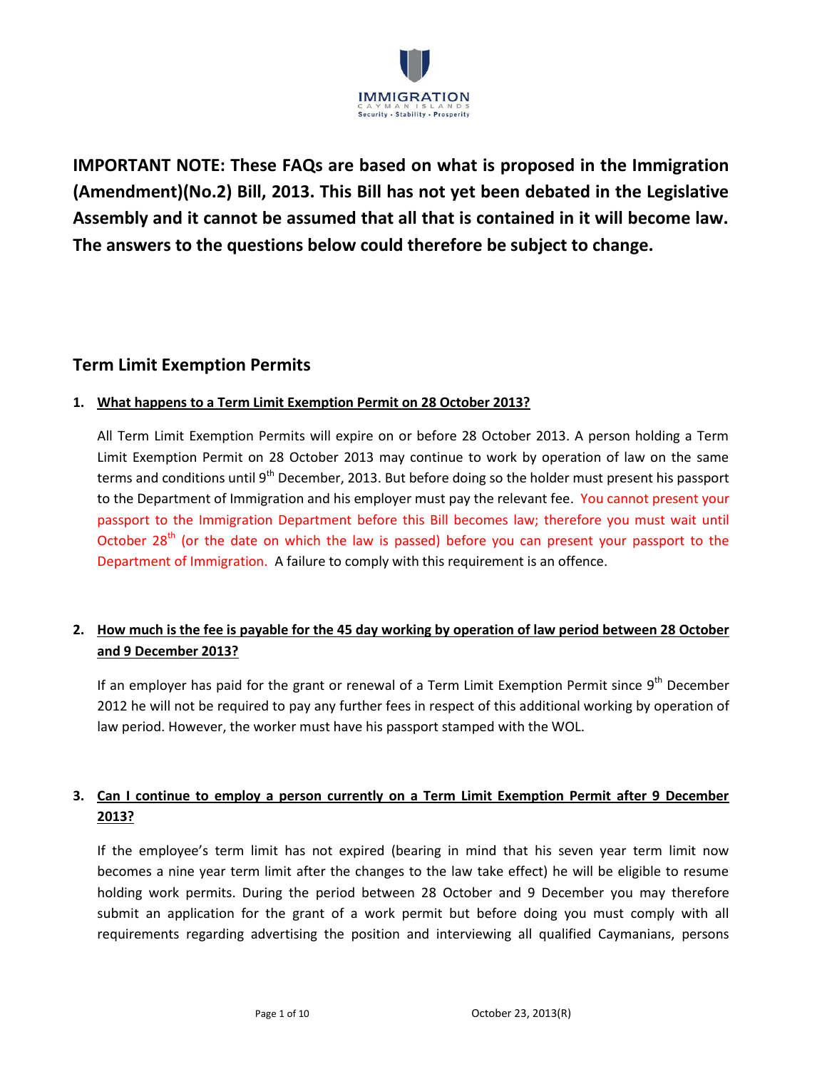IMMIGRATION

CAYMAN ISLANDS

Security • Stability • Prosperity

**IMPORTANT NOTE: These FAQs are based on what is proposed in the Immigration (Amendment)(No.2) Bill, 2013. This Bill has not yet been debated in the Legislative Assembly and it cannot be assumed that all that is contained in it will become law. The answers to the questions below could therefore be subject to change.**

## Term Limit Exemption Permits

1. **What happens to a Term Limit Exemption Permit on 28 October 2013?**

   All Term Limit Exemption Permits will expire on or before 28 October 2013. A person holding a Term Limit Exemption Permit on 28 October 2013 may continue to work by operation of law on the same terms and conditions until 9th December, 2013. But before doing so the holder must present his passport to the Department of Immigration and his employer must pay the relevant fee. You cannot present your passport to the Immigration Department before this Bill becomes law; therefore you must wait until October 28th (or the date on which the law is passed) before you can present your passport to the Department of Immigration. A failure to comply with this requirement is an offence.

2. **How much is the fee is payable for the 45 day working by operation of law period between 28 October and 9 December 2013?**

   If an employer has paid for the grant or renewal of a Term Limit Exemption Permit since 9th December 2012 he will not be required to pay any further fees in respect of this additional working by operation of law period. However, the worker must have his passport stamped with the WOL.

3. **Can I continue to employ a person currently on a Term Limit Exemption Permit after 9 December 2013?**

   If the employee's term limit has not expired (bearing in mind that his seven year term limit now becomes a nine year term limit after the changes to the law take effect) he will be eligible to resume holding work permits. During the period between 28 October and 9 December you may therefore submit an application for the grant of a work permit but before doing you must comply with all requirements regarding advertising the position and interviewing all qualified Caymanians, persons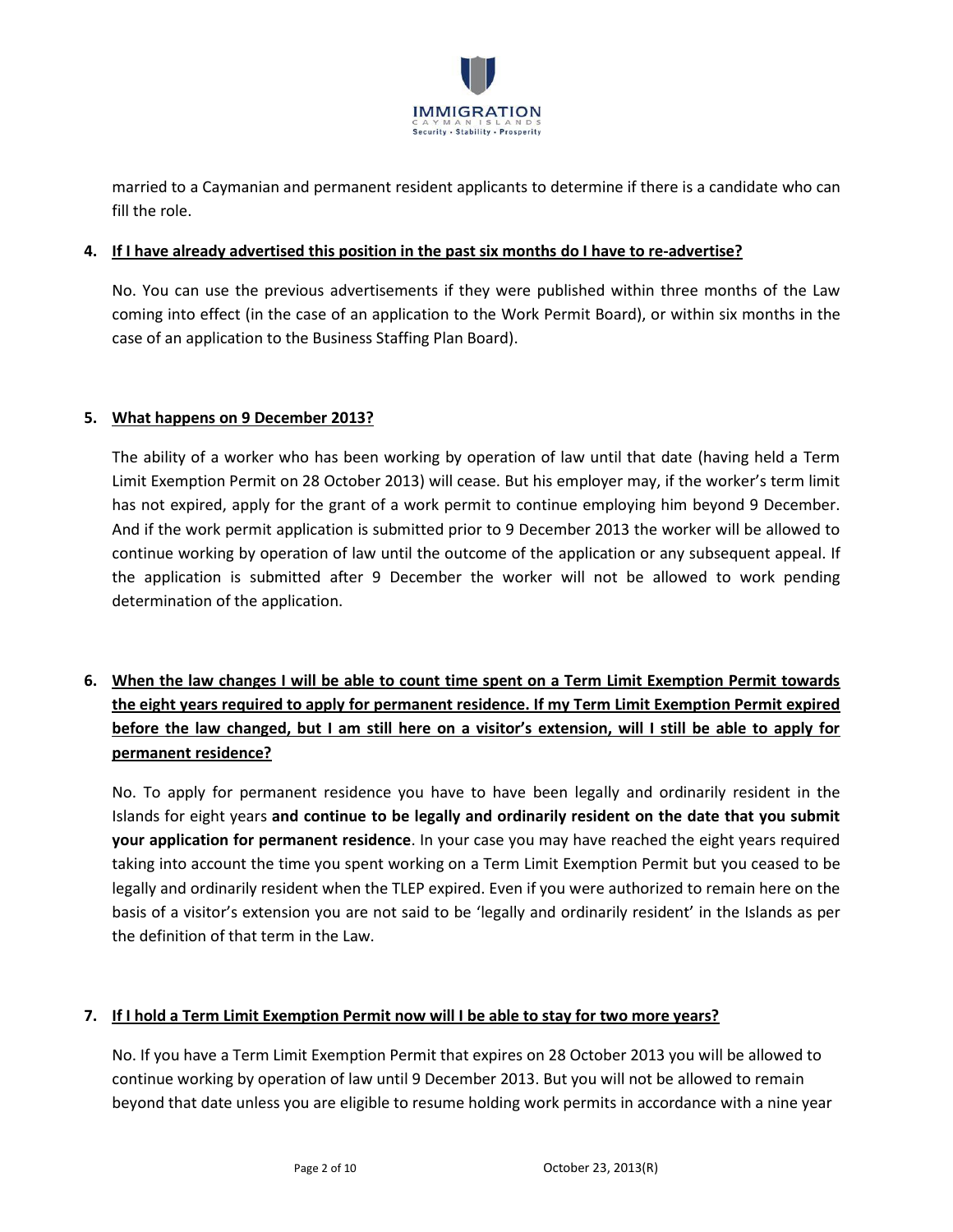married to a Caymanian and permanent resident applicants to determine if there is a candidate who can fill the role.

**4. <u>If I have already advertised this position in the past six months do I have to re-advertise?</u>**

No. You can use the previous advertisements if they were published within three months of the Law coming into effect (in the case of an application to the Work Permit Board), or within six months in the case of an application to the Business Staffing Plan Board).

**5. <u>What happens on 9 December 2013?</u>**

The ability of a worker who has been working by operation of law until that date (having held a Term Limit Exemption Permit on 28 October 2013) will cease. But his employer may, if the worker's term limit has not expired, apply for the grant of a work permit to continue employing him beyond 9 December. And if the work permit application is submitted prior to 9 December 2013 the worker will be allowed to continue working by operation of law until the outcome of the application or any subsequent appeal. If the application is submitted after 9 December the worker will not be allowed to work pending determination of the application.

**6. <u>When the law changes I will be able to count time spent on a Term Limit Exemption Permit towards the eight years required to apply for permanent residence. If my Term Limit Exemption Permit expired before the law changed, but I am still here on a visitor's extension, will I still be able to apply for permanent residence?</u>**

No. To apply for permanent residence you have to have been legally and ordinarily resident in the Islands for eight years **and continue to be legally and ordinarily resident on the date that you submit your application for permanent residence**. In your case you may have reached the eight years required taking into account the time you spent working on a Term Limit Exemption Permit but you ceased to be legally and ordinarily resident when the TLEP expired. Even if you were authorized to remain here on the basis of a visitor's extension you are not said to be 'legally and ordinarily resident' in the Islands as per the definition of that term in the Law.

**7. <u>If I hold a Term Limit Exemption Permit now will I be able to stay for two more years?</u>**

No. If you have a Term Limit Exemption Permit that expires on 28 October 2013 you will be allowed to continue working by operation of law until 9 December 2013. But you will not be allowed to remain beyond that date unless you are eligible to resume holding work permits in accordance with a nine year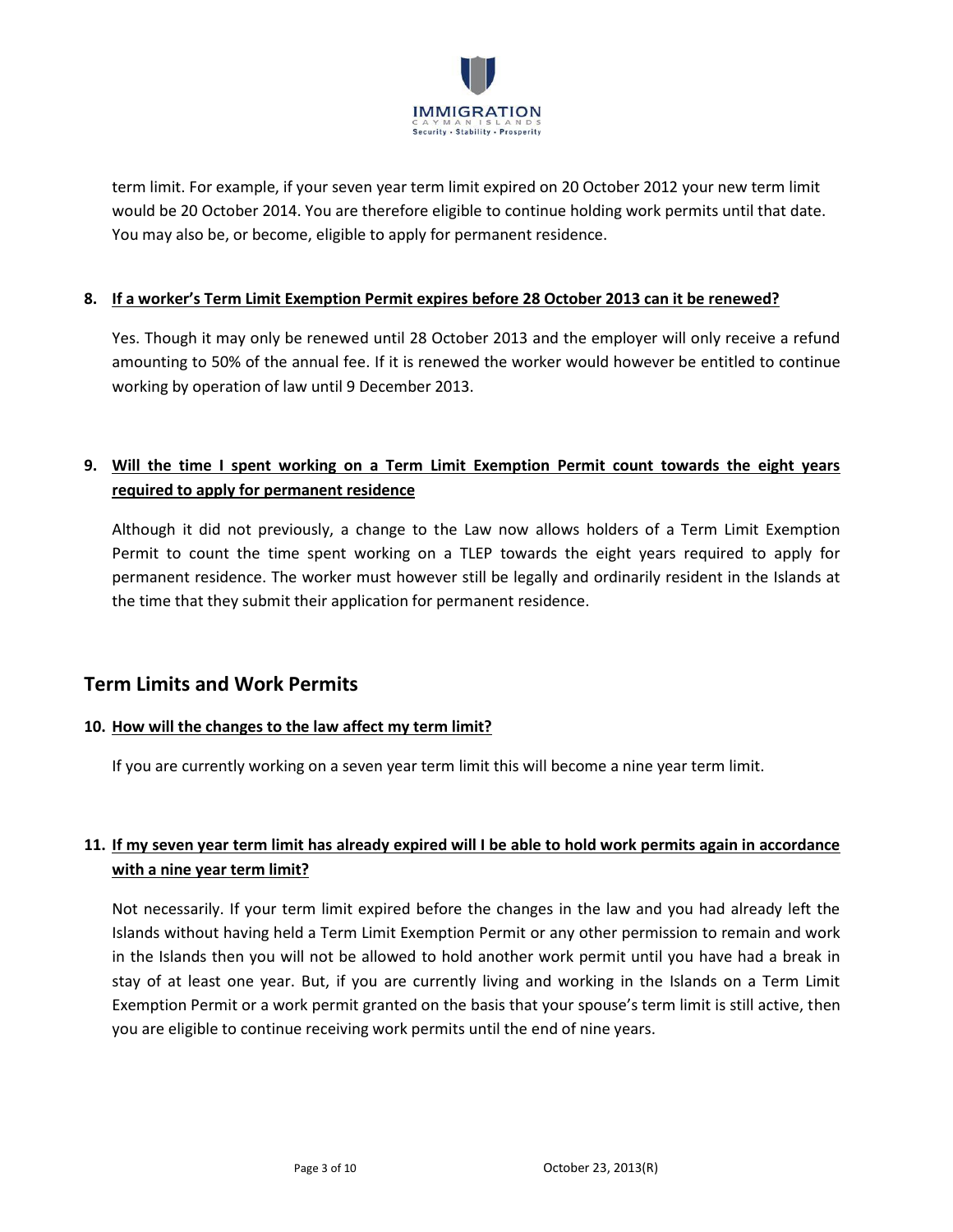term limit. For example, if your seven year term limit expired on 20 October 2012 your new term limit would be 20 October 2014. You are therefore eligible to continue holding work permits until that date. You may also be, or become, eligible to apply for permanent residence.

8. **If a worker's Term Limit Exemption Permit expires before 28 October 2013 can it be renewed?**

   Yes. Though it may only be renewed until 28 October 2013 and the employer will only receive a refund amounting to 50% of the annual fee. If it is renewed the worker would however be entitled to continue working by operation of law until 9 December 2013.

9. **Will the time I spent working on a Term Limit Exemption Permit count towards the eight years required to apply for permanent residence**

   Although it did not previously, a change to the Law now allows holders of a Term Limit Exemption Permit to count the time spent working on a TLEP towards the eight years required to apply for permanent residence. The worker must however still be legally and ordinarily resident in the Islands at the time that they submit their application for permanent residence.

## Term Limits and Work Permits

10. **How will the changes to the law affect my term limit?**

    If you are currently working on a seven year term limit this will become a nine year term limit.

11. **If my seven year term limit has already expired will I be able to hold work permits again in accordance with a nine year term limit?**

    Not necessarily. If your term limit expired before the changes in the law and you had already left the Islands without having held a Term Limit Exemption Permit or any other permission to remain and work in the Islands then you will not be allowed to hold another work permit until you have had a break in stay of at least one year. But, if you are currently living and working in the Islands on a Term Limit Exemption Permit or a work permit granted on the basis that your spouse's term limit is still active, then you are eligible to continue receiving work permits until the end of nine years.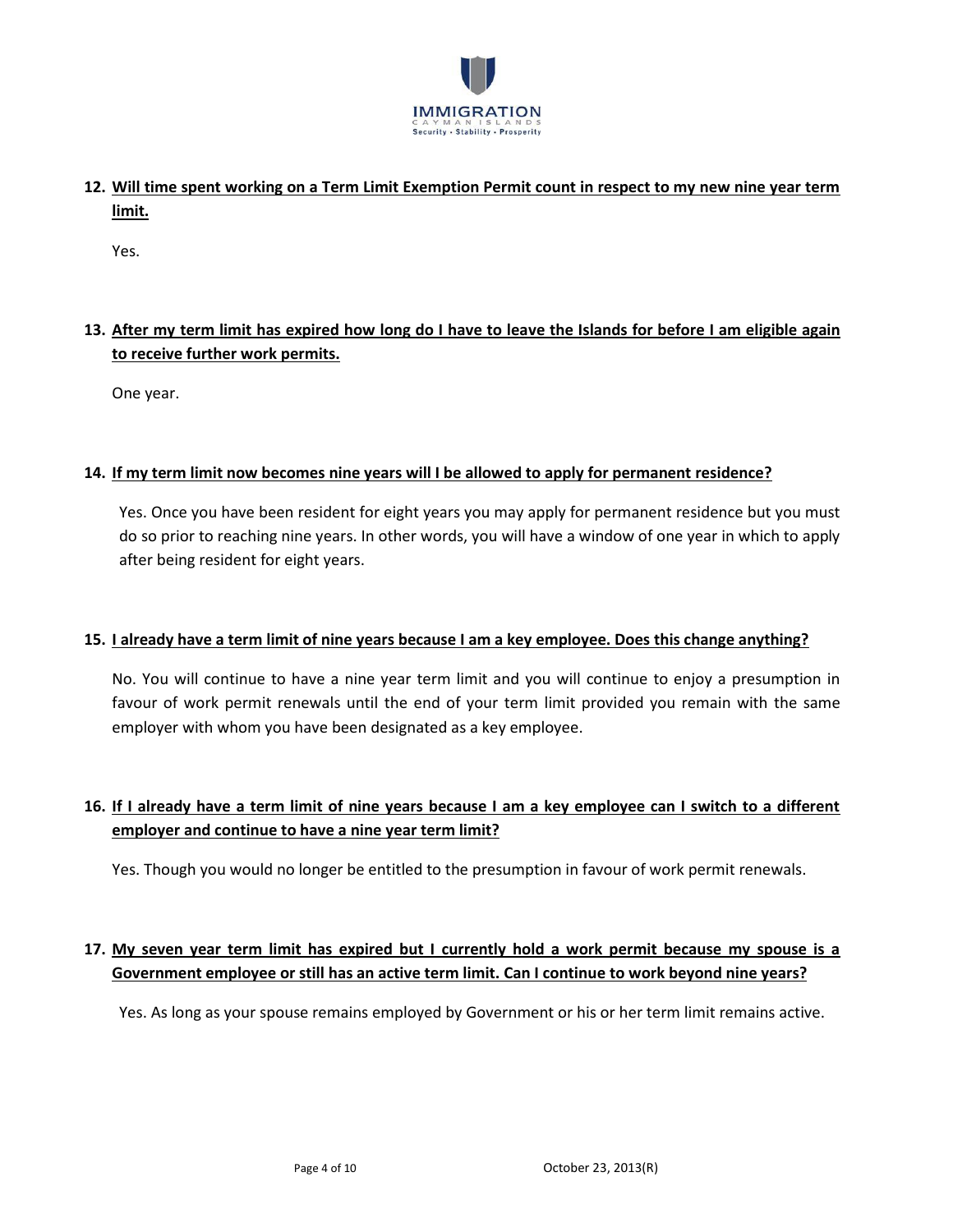**12. Will time spent working on a Term Limit Exemption Permit count in respect to my new nine year term limit.**

Yes.

**13. After my term limit has expired how long do I have to leave the Islands for before I am eligible again to receive further work permits.**

One year.

**14. If my term limit now becomes nine years will I be allowed to apply for permanent residence?**

Yes. Once you have been resident for eight years you may apply for permanent residence but you must do so prior to reaching nine years. In other words, you will have a window of one year in which to apply after being resident for eight years.

**15. I already have a term limit of nine years because I am a key employee. Does this change anything?**

No. You will continue to have a nine year term limit and you will continue to enjoy a presumption in favour of work permit renewals until the end of your term limit provided you remain with the same employer with whom you have been designated as a key employee.

**16. If I already have a term limit of nine years because I am a key employee can I switch to a different employer and continue to have a nine year term limit?**

Yes. Though you would no longer be entitled to the presumption in favour of work permit renewals.

**17. My seven year term limit has expired but I currently hold a work permit because my spouse is a Government employee or still has an active term limit. Can I continue to work beyond nine years?**

Yes. As long as your spouse remains employed by Government or his or her term limit remains active.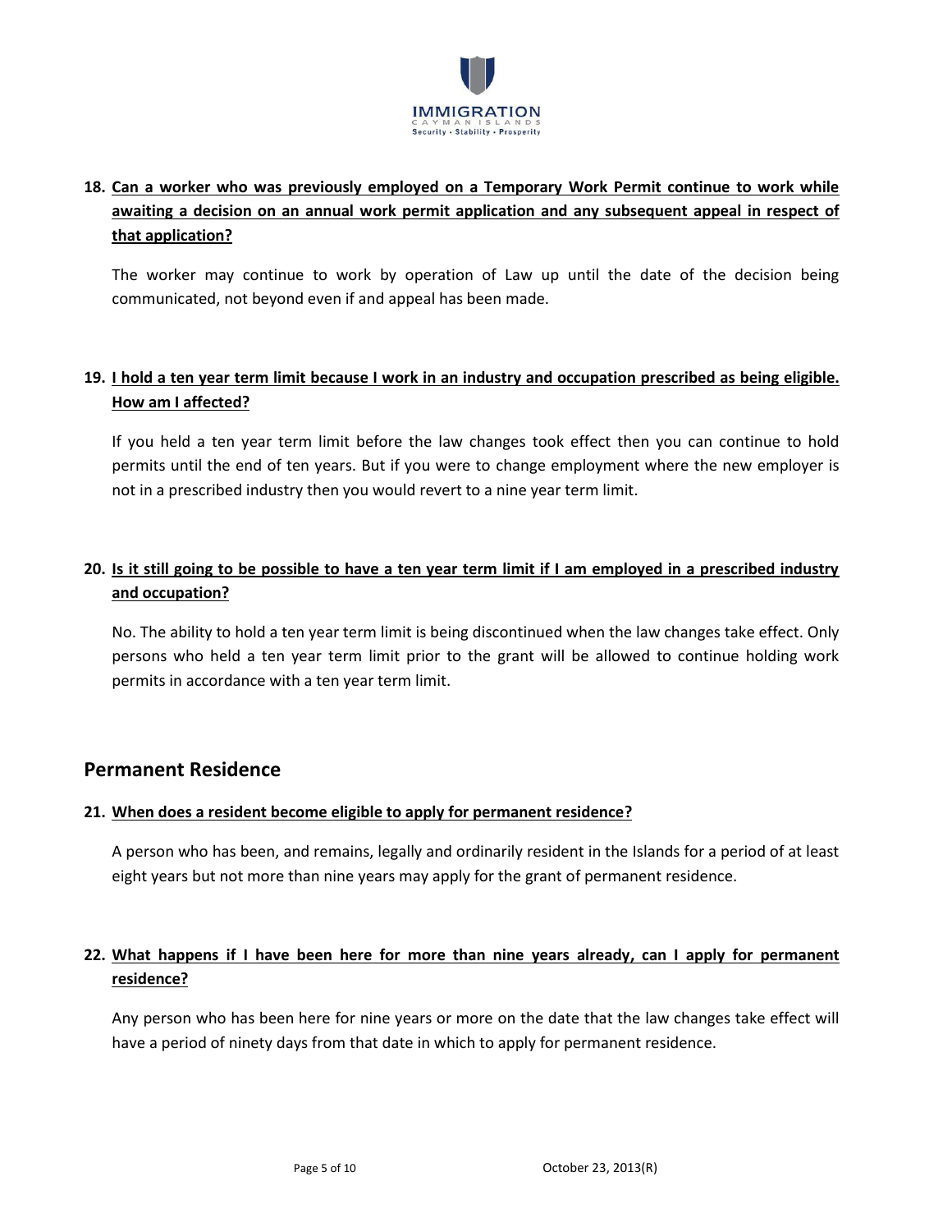**18. Can a worker who was previously employed on a Temporary Work Permit continue to work while awaiting a decision on an annual work permit application and any subsequent appeal in respect of that application?**

The worker may continue to work by operation of Law up until the date of the decision being communicated, not beyond even if and appeal has been made.

**19. I hold a ten year term limit because I work in an industry and occupation prescribed as being eligible. How am I affected?**

If you held a ten year term limit before the law changes took effect then you can continue to hold permits until the end of ten years. But if you were to change employment where the new employer is not in a prescribed industry then you would revert to a nine year term limit.

**20. Is it still going to be possible to have a ten year term limit if I am employed in a prescribed industry and occupation?**

No. The ability to hold a ten year term limit is being discontinued when the law changes take effect. Only persons who held a ten year term limit prior to the grant will be allowed to continue holding work permits in accordance with a ten year term limit.

## Permanent Residence

**21. When does a resident become eligible to apply for permanent residence?**

A person who has been, and remains, legally and ordinarily resident in the Islands for a period of at least eight years but not more than nine years may apply for the grant of permanent residence.

**22. What happens if I have been here for more than nine years already, can I apply for permanent residence?**

Any person who has been here for nine years or more on the date that the law changes take effect will have a period of ninety days from that date in which to apply for permanent residence.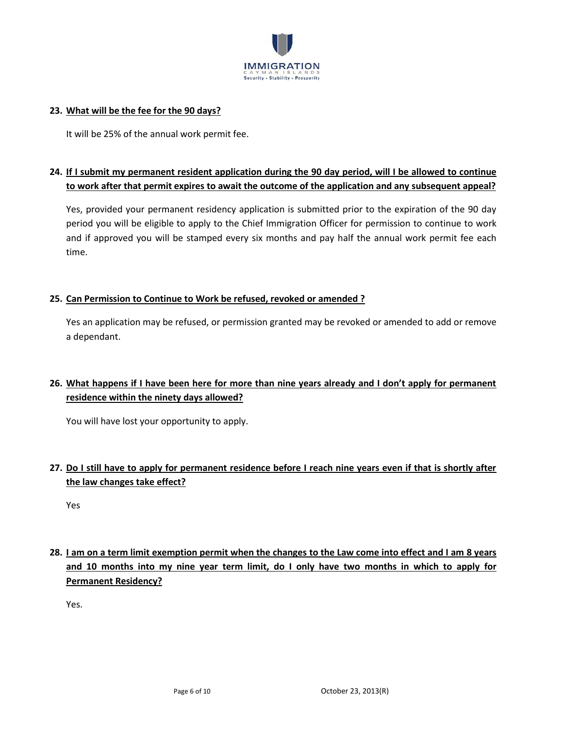**23. What will be the fee for the 90 days?**

It will be 25% of the annual work permit fee.

**24. If I submit my permanent resident application during the 90 day period, will I be allowed to continue to work after that permit expires to await the outcome of the application and any subsequent appeal?**

Yes, provided your permanent residency application is submitted prior to the expiration of the 90 day period you will be eligible to apply to the Chief Immigration Officer for permission to continue to work and if approved you will be stamped every six months and pay half the annual work permit fee each time.

**25. Can Permission to Continue to Work be refused, revoked or amended ?**

Yes an application may be refused, or permission granted may be revoked or amended to add or remove a dependant.

**26. What happens if I have been here for more than nine years already and I don't apply for permanent residence within the ninety days allowed?**

You will have lost your opportunity to apply.

**27. Do I still have to apply for permanent residence before I reach nine years even if that is shortly after the law changes take effect?**

Yes

**28. I am on a term limit exemption permit when the changes to the Law come into effect and I am 8 years and 10 months into my nine year term limit, do I only have two months in which to apply for Permanent Residency?**

Yes.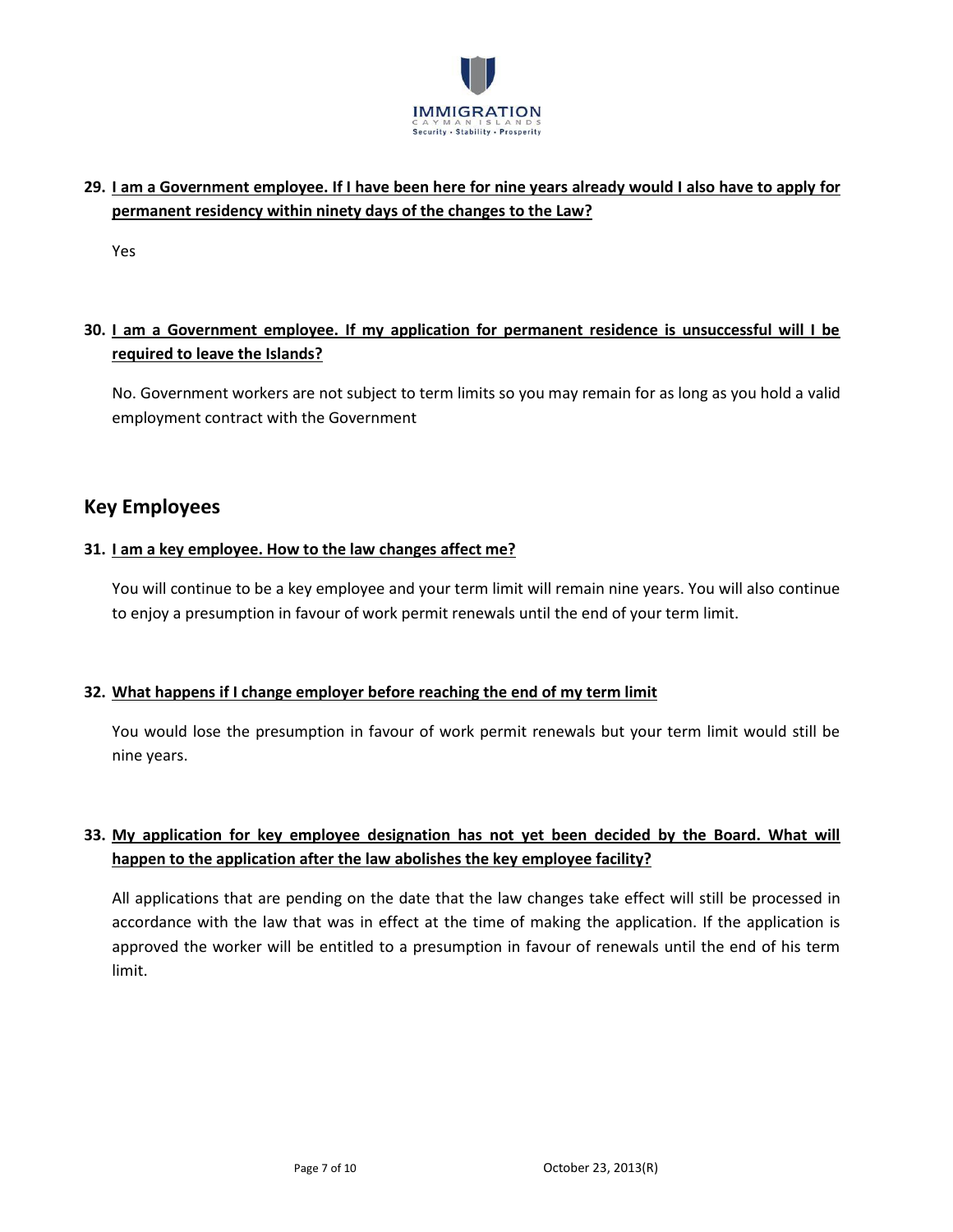**29. I am a Government employee. If I have been here for nine years already would I also have to apply for permanent residency within ninety days of the changes to the Law?**

Yes

**30. I am a Government employee. If my application for permanent residence is unsuccessful will I be required to leave the Islands?**

No. Government workers are not subject to term limits so you may remain for as long as you hold a valid employment contract with the Government

## Key Employees

**31. I am a key employee. How to the law changes affect me?**

You will continue to be a key employee and your term limit will remain nine years. You will also continue to enjoy a presumption in favour of work permit renewals until the end of your term limit.

**32. What happens if I change employer before reaching the end of my term limit**

You would lose the presumption in favour of work permit renewals but your term limit would still be nine years.

**33. My application for key employee designation has not yet been decided by the Board. What will happen to the application after the law abolishes the key employee facility?**

All applications that are pending on the date that the law changes take effect will still be processed in accordance with the law that was in effect at the time of making the application. If the application is approved the worker will be entitled to a presumption in favour of renewals until the end of his term limit.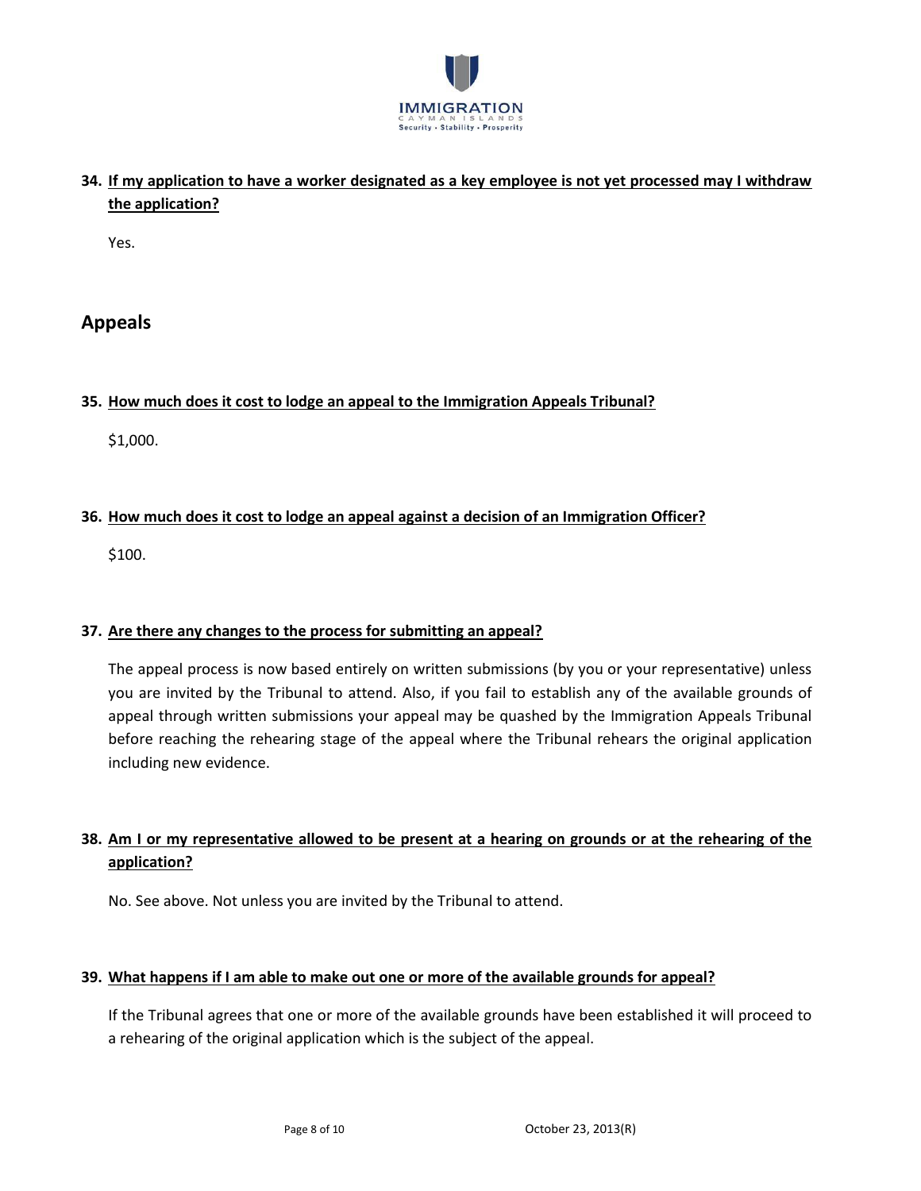**34. If my application to have a worker designated as a key employee is not yet processed may I withdraw the application?**

Yes.

## Appeals

**35. How much does it cost to lodge an appeal to the Immigration Appeals Tribunal?**

$1,000.

**36. How much does it cost to lodge an appeal against a decision of an Immigration Officer?**

$100.

**37. Are there any changes to the process for submitting an appeal?**

The appeal process is now based entirely on written submissions (by you or your representative) unless you are invited by the Tribunal to attend. Also, if you fail to establish any of the available grounds of appeal through written submissions your appeal may be quashed by the Immigration Appeals Tribunal before reaching the rehearing stage of the appeal where the Tribunal rehears the original application including new evidence.

**38. Am I or my representative allowed to be present at a hearing on grounds or at the rehearing of the application?**

No. See above. Not unless you are invited by the Tribunal to attend.

**39. What happens if I am able to make out one or more of the available grounds for appeal?**

If the Tribunal agrees that one or more of the available grounds have been established it will proceed to a rehearing of the original application which is the subject of the appeal.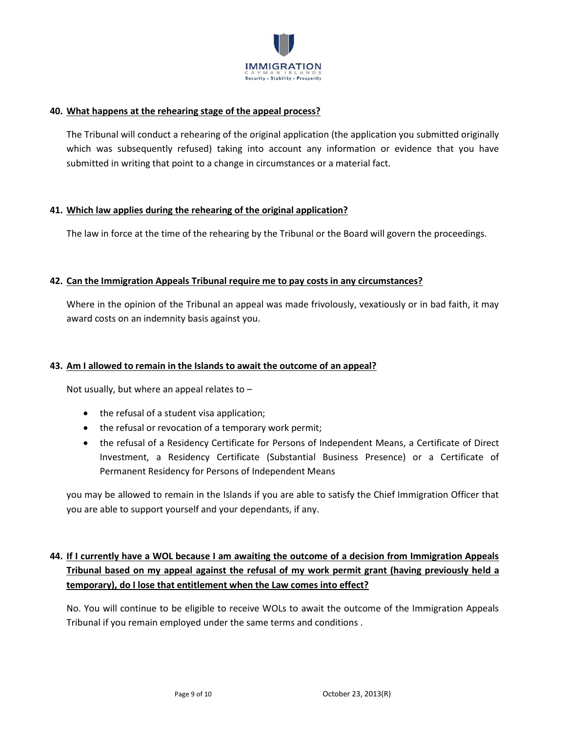**40. What happens at the rehearing stage of the appeal process?**

The Tribunal will conduct a rehearing of the original application (the application you submitted originally which was subsequently refused) taking into account any information or evidence that you have submitted in writing that point to a change in circumstances or a material fact.

**41. Which law applies during the rehearing of the original application?**

The law in force at the time of the rehearing by the Tribunal or the Board will govern the proceedings.

**42. Can the Immigration Appeals Tribunal require me to pay costs in any circumstances?**

Where in the opinion of the Tribunal an appeal was made frivolously, vexatiously or in bad faith, it may award costs on an indemnity basis against you.

**43. Am I allowed to remain in the Islands to await the outcome of an appeal?**

Not usually, but where an appeal relates to –

- the refusal of a student visa application;
- the refusal or revocation of a temporary work permit;
- the refusal of a Residency Certificate for Persons of Independent Means, a Certificate of Direct Investment, a Residency Certificate (Substantial Business Presence) or a Certificate of Permanent Residency for Persons of Independent Means

you may be allowed to remain in the Islands if you are able to satisfy the Chief Immigration Officer that you are able to support yourself and your dependants, if any.

**44. If I currently have a WOL because I am awaiting the outcome of a decision from Immigration Appeals Tribunal based on my appeal against the refusal of my work permit grant (having previously held a temporary), do I lose that entitlement when the Law comes into effect?**

No. You will continue to be eligible to receive WOLs to await the outcome of the Immigration Appeals Tribunal if you remain employed under the same terms and conditions .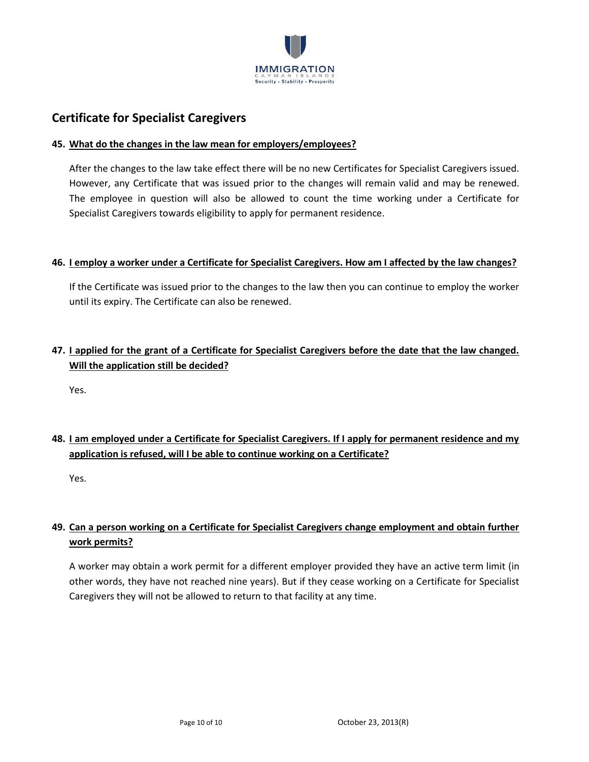## Certificate for Specialist Caregivers

**45. What do the changes in the law mean for employers/employees?**

After the changes to the law take effect there will be no new Certificates for Specialist Caregivers issued. However, any Certificate that was issued prior to the changes will remain valid and may be renewed. The employee in question will also be allowed to count the time working under a Certificate for Specialist Caregivers towards eligibility to apply for permanent residence.

**46. I employ a worker under a Certificate for Specialist Caregivers. How am I affected by the law changes?**

If the Certificate was issued prior to the changes to the law then you can continue to employ the worker until its expiry. The Certificate can also be renewed.

**47. I applied for the grant of a Certificate for Specialist Caregivers before the date that the law changed. Will the application still be decided?**

Yes.

**48. I am employed under a Certificate for Specialist Caregivers. If I apply for permanent residence and my application is refused, will I be able to continue working on a Certificate?**

Yes.

**49. Can a person working on a Certificate for Specialist Caregivers change employment and obtain further work permits?**

A worker may obtain a work permit for a different employer provided they have an active term limit (in other words, they have not reached nine years). But if they cease working on a Certificate for Specialist Caregivers they will not be allowed to return to that facility at any time.